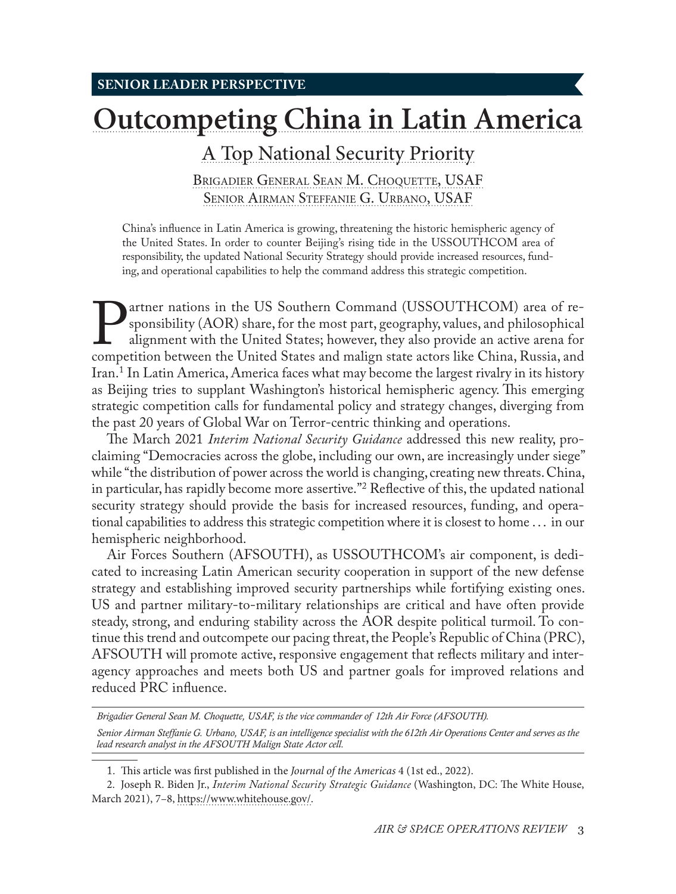**SENIOR LEADER PERSPECTIVE**

# Outcompeting China in Latin America

## A Top National Security Priority

Brigadier General Sean M. Choquette, USAF
Senior Airman Steffanie G. Urbano, USAF

China's influence in Latin America is growing, threatening the historic hemispheric agency of the United States. In order to counter Beijing's rising tide in the USSOUTHCOM area of responsibility, the updated National Security Strategy should provide increased resources, funding, and operational capabilities to help the command address this strategic competition.

Partner nations in the US Southern Command (USSOUTHCOM) area of responsibility (AOR) share, for the most part, geography, values, and philosophical alignment with the United States; however, they also provide an active arena for competition between the United States and malign state actors like China, Russia, and Iran.[1] In Latin America, America faces what may become the largest rivalry in its history as Beijing tries to supplant Washington's historical hemispheric agency. This emerging strategic competition calls for fundamental policy and strategy changes, diverging from the past 20 years of Global War on Terror-centric thinking and operations.

The March 2021 *Interim National Security Guidance* addressed this new reality, proclaiming "Democracies across the globe, including our own, are increasingly under siege" while "the distribution of power across the world is changing, creating new threats. China, in particular, has rapidly become more assertive."[2] Reflective of this, the updated national security strategy should provide the basis for increased resources, funding, and operational capabilities to address this strategic competition where it is closest to home . . . in our hemispheric neighborhood.

Air Forces Southern (AFSOUTH), as USSOUTHCOM's air component, is dedicated to increasing Latin American security cooperation in support of the new defense strategy and establishing improved security partnerships while fortifying existing ones. US and partner military-to-military relationships are critical and have often provide steady, strong, and enduring stability across the AOR despite political turmoil. To continue this trend and outcompete our pacing threat, the People's Republic of China (PRC), AFSOUTH will promote active, responsive engagement that reflects military and interagency approaches and meets both US and partner goals for improved relations and reduced PRC influence.

---

*Brigadier General Sean M. Choquette, USAF, is the vice commander of 12th Air Force (AFSOUTH).*

*Senior Airman Steffanie G. Urbano, USAF, is an intelligence specialist with the 612th Air Operations Center and serves as the lead research analyst in the AFSOUTH Malign State Actor cell.*

---

1. This article was first published in the *Journal of the Americas* 4 (1st ed., 2022).
2. Joseph R. Biden Jr., *Interim National Security Strategic Guidance* (Washington, DC: The White House, March 2021), 7–8, https://www.whitehouse.gov/.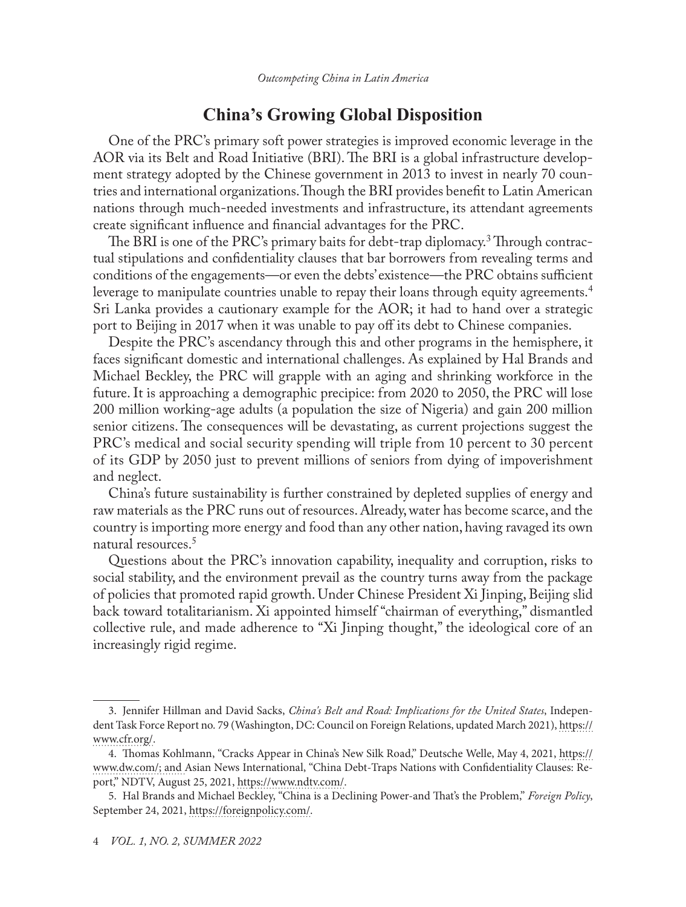## China's Growing Global Disposition

One of the PRC's primary soft power strategies is improved economic leverage in the AOR via its Belt and Road Initiative (BRI). The BRI is a global infrastructure development strategy adopted by the Chinese government in 2013 to invest in nearly 70 countries and international organizations. Though the BRI provides benefit to Latin American nations through much-needed investments and infrastructure, its attendant agreements create significant influence and financial advantages for the PRC.

The BRI is one of the PRC's primary baits for debt-trap diplomacy.[3] Through contractual stipulations and confidentiality clauses that bar borrowers from revealing terms and conditions of the engagements—or even the debts' existence—the PRC obtains sufficient leverage to manipulate countries unable to repay their loans through equity agreements.[4] Sri Lanka provides a cautionary example for the AOR; it had to hand over a strategic port to Beijing in 2017 when it was unable to pay off its debt to Chinese companies.

Despite the PRC's ascendancy through this and other programs in the hemisphere, it faces significant domestic and international challenges. As explained by Hal Brands and Michael Beckley, the PRC will grapple with an aging and shrinking workforce in the future. It is approaching a demographic precipice: from 2020 to 2050, the PRC will lose 200 million working-age adults (a population the size of Nigeria) and gain 200 million senior citizens. The consequences will be devastating, as current projections suggest the PRC's medical and social security spending will triple from 10 percent to 30 percent of its GDP by 2050 just to prevent millions of seniors from dying of impoverishment and neglect.

China's future sustainability is further constrained by depleted supplies of energy and raw materials as the PRC runs out of resources. Already, water has become scarce, and the country is importing more energy and food than any other nation, having ravaged its own natural resources.[5]

Questions about the PRC's innovation capability, inequality and corruption, risks to social stability, and the environment prevail as the country turns away from the package of policies that promoted rapid growth. Under Chinese President Xi Jinping, Beijing slid back toward totalitarianism. Xi appointed himself "chairman of everything," dismantled collective rule, and made adherence to "Xi Jinping thought," the ideological core of an increasingly rigid regime.

---

3. Jennifer Hillman and David Sacks, *China's Belt and Road: Implications for the United States*, Independent Task Force Report no. 79 (Washington, DC: Council on Foreign Relations, updated March 2021), https://www.cfr.org/.

4. Thomas Kohlmann, "Cracks Appear in China's New Silk Road," Deutsche Welle, May 4, 2021, https://www.dw.com/; and Asian News International, "China Debt-Traps Nations with Confidentiality Clauses: Report," NDTV, August 25, 2021, https://www.ndtv.com/.

5. Hal Brands and Michael Beckley, "China is a Declining Power-and That's the Problem," *Foreign Policy*, September 24, 2021, https://foreignpolicy.com/.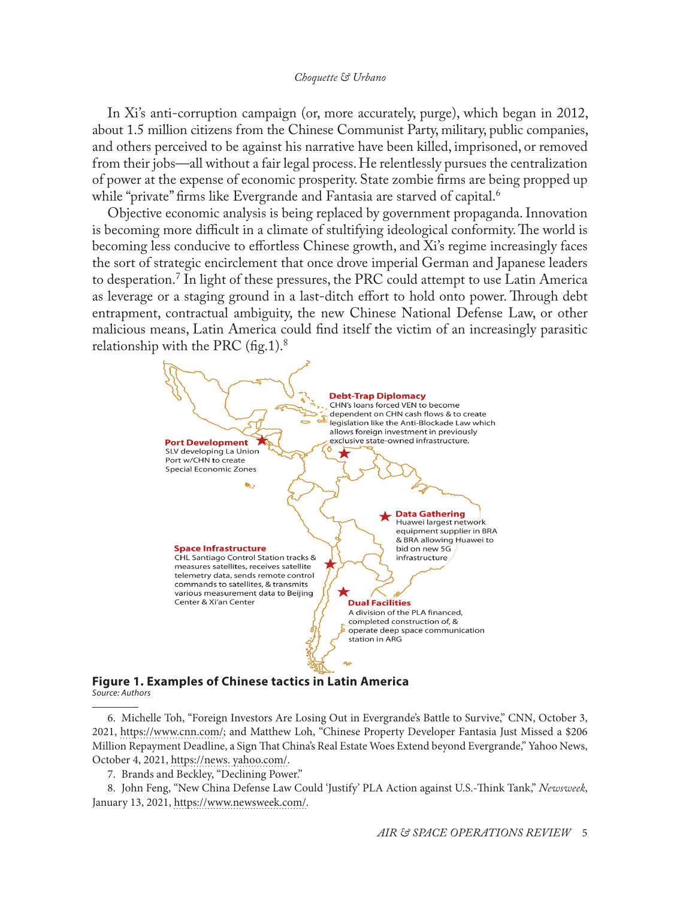In Xi's anti-corruption campaign (or, more accurately, purge), which began in 2012, about 1.5 million citizens from the Chinese Communist Party, military, public companies, and others perceived to be against his narrative have been killed, imprisoned, or removed from their jobs—all without a fair legal process. He relentlessly pursues the centralization of power at the expense of economic prosperity. State zombie firms are being propped up while "private" firms like Evergrande and Fantasia are starved of capital.[6]

Objective economic analysis is being replaced by government propaganda. Innovation is becoming more difficult in a climate of stultifying ideological conformity. The world is becoming less conducive to effortless Chinese growth, and Xi's regime increasingly faces the sort of strategic encirclement that once drove imperial German and Japanese leaders to desperation.[7] In light of these pressures, the PRC could attempt to use Latin America as leverage or a staging ground in a last-ditch effort to hold onto power. Through debt entrapment, contractual ambiguity, the new Chinese National Defense Law, or other malicious means, Latin America could find itself the victim of an increasingly parasitic relationship with the PRC (fig.1).[8]

**Debt-Trap Diplomacy**
CHN's loans forced VEN to become dependent on CHN cash flows & to create legislation like the Anti-Blockade Law which allows foreign investment in previously exclusive state-owned infrastructure.

**Port Development**
SLV developing La Union Port w/CHN to create Special Economic Zones

**Data Gathering**
Huawei largest network equipment supplier in BRA & BRA allowing Huawei to bid on new 5G infrastructure

**Space Infrastructure**
CHL Santiago Control Station tracks & measures satellites, receives satellite telemetry data, sends remote control commands to satellites, & transmits various measurement data to Beijing Center & Xi'an Center

**Dual Facilities**
A division of the PLA financed, completed construction of, & operate deep space communication station in ARG

**Figure 1. Examples of Chinese tactics in Latin America**
*Source: Authors*

---

6. Michelle Toh, "Foreign Investors Are Losing Out in Evergrande's Battle to Survive," CNN, October 3, 2021, https://www.cnn.com/; and Matthew Loh, "Chinese Property Developer Fantasia Just Missed a $206 Million Repayment Deadline, a Sign That China's Real Estate Woes Extend beyond Evergrande," Yahoo News, October 4, 2021, https://news.yahoo.com/.

7. Brands and Beckley, "Declining Power."

8. John Feng, "New China Defense Law Could 'Justify' PLA Action against U.S.-Think Tank," *Newsweek*, January 13, 2021, https://www.newsweek.com/.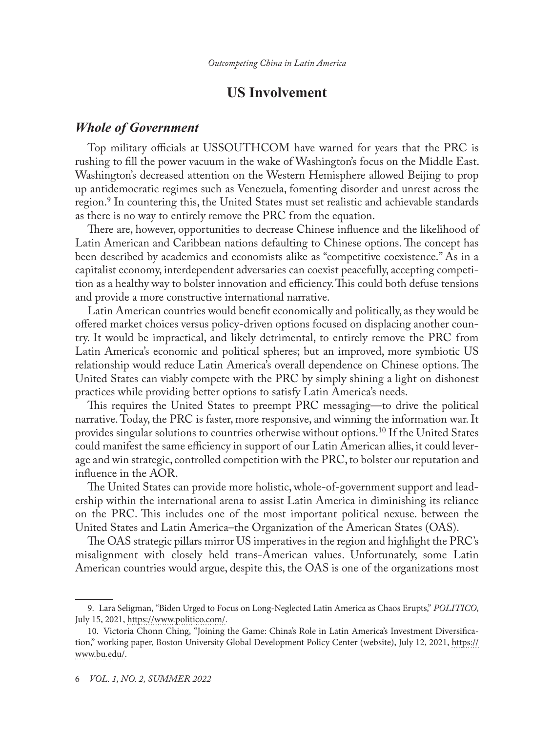## US Involvement

### *Whole of Government*

Top military officials at USSOUTHCOM have warned for years that the PRC is rushing to fill the power vacuum in the wake of Washington's focus on the Middle East. Washington's decreased attention on the Western Hemisphere allowed Beijing to prop up antidemocratic regimes such as Venezuela, fomenting disorder and unrest across the region.[9] In countering this, the United States must set realistic and achievable standards as there is no way to entirely remove the PRC from the equation.

There are, however, opportunities to decrease Chinese influence and the likelihood of Latin American and Caribbean nations defaulting to Chinese options. The concept has been described by academics and economists alike as "competitive coexistence." As in a capitalist economy, interdependent adversaries can coexist peacefully, accepting competition as a healthy way to bolster innovation and efficiency. This could both defuse tensions and provide a more constructive international narrative.

Latin American countries would benefit economically and politically, as they would be offered market choices versus policy-driven options focused on displacing another country. It would be impractical, and likely detrimental, to entirely remove the PRC from Latin America's economic and political spheres; but an improved, more symbiotic US relationship would reduce Latin America's overall dependence on Chinese options. The United States can viably compete with the PRC by simply shining a light on dishonest practices while providing better options to satisfy Latin America's needs.

This requires the United States to preempt PRC messaging—to drive the political narrative. Today, the PRC is faster, more responsive, and winning the information war. It provides singular solutions to countries otherwise without options.[10] If the United States could manifest the same efficiency in support of our Latin American allies, it could leverage and win strategic, controlled competition with the PRC, to bolster our reputation and influence in the AOR.

The United States can provide more holistic, whole-of-government support and leadership within the international arena to assist Latin America in diminishing its reliance on the PRC. This includes one of the most important political nexuse. between the United States and Latin America–the Organization of the American States (OAS).

The OAS strategic pillars mirror US imperatives in the region and highlight the PRC's misalignment with closely held trans-American values. Unfortunately, some Latin American countries would argue, despite this, the OAS is one of the organizations most

---

9. Lara Seligman, "Biden Urged to Focus on Long-Neglected Latin America as Chaos Erupts," *POLITICO*, July 15, 2021, https://www.politico.com/.

10. Victoria Chonn Ching, "Joining the Game: China's Role in Latin America's Investment Diversification," working paper, Boston University Global Development Policy Center (website), July 12, 2021, https://www.bu.edu/.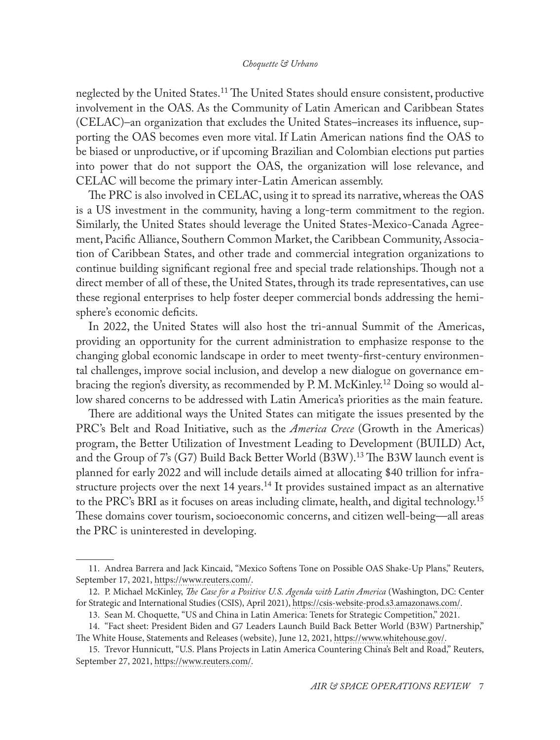neglected by the United States.[11] The United States should ensure consistent, productive involvement in the OAS. As the Community of Latin American and Caribbean States (CELAC)–an organization that excludes the United States–increases its influence, supporting the OAS becomes even more vital. If Latin American nations find the OAS to be biased or unproductive, or if upcoming Brazilian and Colombian elections put parties into power that do not support the OAS, the organization will lose relevance, and CELAC will become the primary inter-Latin American assembly.

The PRC is also involved in CELAC, using it to spread its narrative, whereas the OAS is a US investment in the community, having a long-term commitment to the region. Similarly, the United States should leverage the United States-Mexico-Canada Agreement, Pacific Alliance, Southern Common Market, the Caribbean Community, Association of Caribbean States, and other trade and commercial integration organizations to continue building significant regional free and special trade relationships. Though not a direct member of all of these, the United States, through its trade representatives, can use these regional enterprises to help foster deeper commercial bonds addressing the hemisphere's economic deficits.

In 2022, the United States will also host the tri-annual Summit of the Americas, providing an opportunity for the current administration to emphasize response to the changing global economic landscape in order to meet twenty-first-century environmental challenges, improve social inclusion, and develop a new dialogue on governance embracing the region's diversity, as recommended by P. M. McKinley.[12] Doing so would allow shared concerns to be addressed with Latin America's priorities as the main feature.

There are additional ways the United States can mitigate the issues presented by the PRC's Belt and Road Initiative, such as the *America Crece* (Growth in the Americas) program, the Better Utilization of Investment Leading to Development (BUILD) Act, and the Group of 7's (G7) Build Back Better World (B3W).[13] The B3W launch event is planned for early 2022 and will include details aimed at allocating \$40 trillion for infrastructure projects over the next 14 years.[14] It provides sustained impact as an alternative to the PRC's BRI as it focuses on areas including climate, health, and digital technology.[15] These domains cover tourism, socioeconomic concerns, and citizen well-being—all areas the PRC is uninterested in developing.

---

11. Andrea Barrera and Jack Kincaid, "Mexico Softens Tone on Possible OAS Shake-Up Plans," Reuters, September 17, 2021, https://www.reuters.com/.

12. P. Michael McKinley, *The Case for a Positive U.S. Agenda with Latin America* (Washington, DC: Center for Strategic and International Studies (CSIS), April 2021), https://csis-website-prod.s3.amazonaws.com/.

13. Sean M. Choquette, "US and China in Latin America: Tenets for Strategic Competition," 2021.

14. "Fact sheet: President Biden and G7 Leaders Launch Build Back Better World (B3W) Partnership," The White House, Statements and Releases (website), June 12, 2021, https://www.whitehouse.gov/.

15. Trevor Hunnicutt, "U.S. Plans Projects in Latin America Countering China's Belt and Road," Reuters, September 27, 2021, https://www.reuters.com/.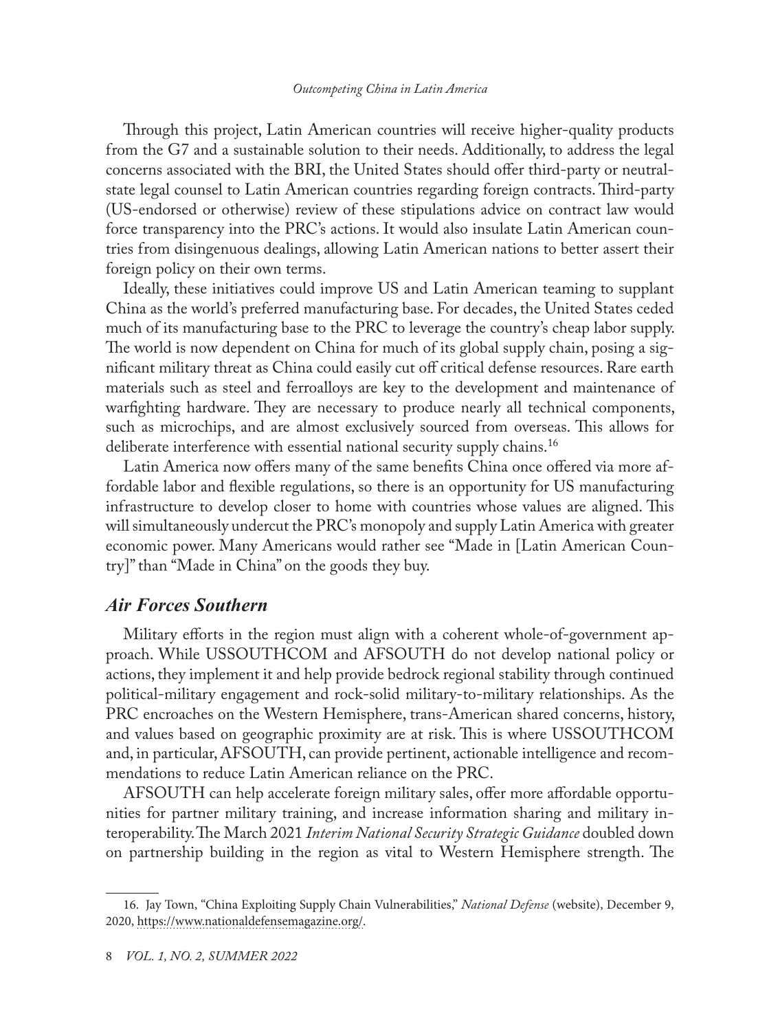Through this project, Latin American countries will receive higher-quality products from the G7 and a sustainable solution to their needs. Additionally, to address the legal concerns associated with the BRI, the United States should offer third-party or neutral-state legal counsel to Latin American countries regarding foreign contracts. Third-party (US-endorsed or otherwise) review of these stipulations advice on contract law would force transparency into the PRC's actions. It would also insulate Latin American countries from disingenuous dealings, allowing Latin American nations to better assert their foreign policy on their own terms.

Ideally, these initiatives could improve US and Latin American teaming to supplant China as the world's preferred manufacturing base. For decades, the United States ceded much of its manufacturing base to the PRC to leverage the country's cheap labor supply. The world is now dependent on China for much of its global supply chain, posing a significant military threat as China could easily cut off critical defense resources. Rare earth materials such as steel and ferroalloys are key to the development and maintenance of warfighting hardware. They are necessary to produce nearly all technical components, such as microchips, and are almost exclusively sourced from overseas. This allows for deliberate interference with essential national security supply chains.[16]

Latin America now offers many of the same benefits China once offered via more affordable labor and flexible regulations, so there is an opportunity for US manufacturing infrastructure to develop closer to home with countries whose values are aligned. This will simultaneously undercut the PRC's monopoly and supply Latin America with greater economic power. Many Americans would rather see "Made in [Latin American Country]" than "Made in China" on the goods they buy.

### *Air Forces Southern*

Military efforts in the region must align with a coherent whole-of-government approach. While USSOUTHCOM and AFSOUTH do not develop national policy or actions, they implement it and help provide bedrock regional stability through continued political-military engagement and rock-solid military-to-military relationships. As the PRC encroaches on the Western Hemisphere, trans-American shared concerns, history, and values based on geographic proximity are at risk. This is where USSOUTHCOM and, in particular, AFSOUTH, can provide pertinent, actionable intelligence and recommendations to reduce Latin American reliance on the PRC.

AFSOUTH can help accelerate foreign military sales, offer more affordable opportunities for partner military training, and increase information sharing and military interoperability. The March 2021 *Interim National Security Strategic Guidance* doubled down on partnership building in the region as vital to Western Hemisphere strength. The

16. Jay Town, "China Exploiting Supply Chain Vulnerabilities," *National Defense* (website), December 9, 2020, https://www.nationaldefensemagazine.org/.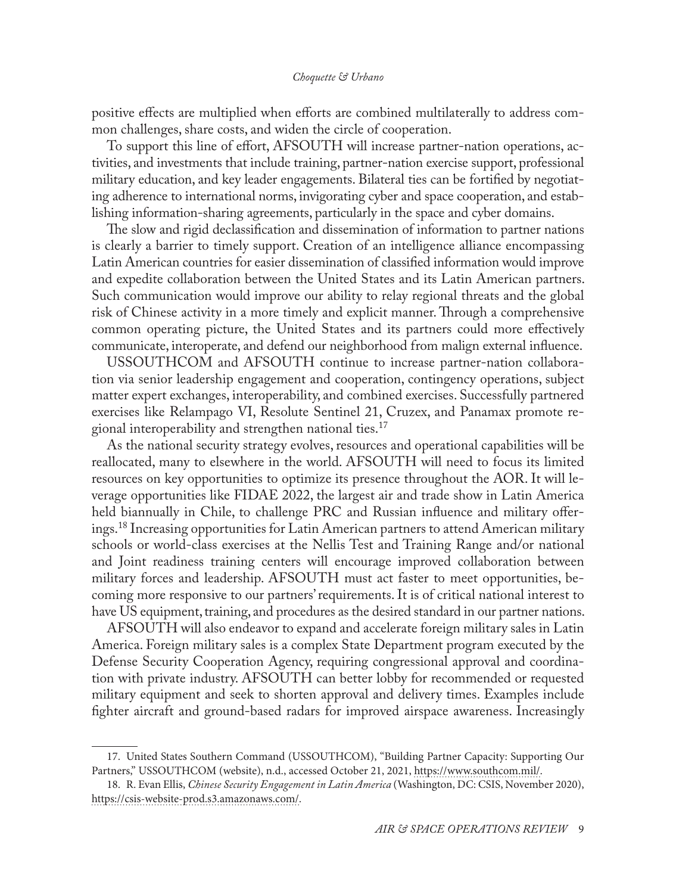positive effects are multiplied when efforts are combined multilaterally to address common challenges, share costs, and widen the circle of cooperation.

To support this line of effort, AFSOUTH will increase partner-nation operations, activities, and investments that include training, partner-nation exercise support, professional military education, and key leader engagements. Bilateral ties can be fortified by negotiating adherence to international norms, invigorating cyber and space cooperation, and establishing information-sharing agreements, particularly in the space and cyber domains.

The slow and rigid declassification and dissemination of information to partner nations is clearly a barrier to timely support. Creation of an intelligence alliance encompassing Latin American countries for easier dissemination of classified information would improve and expedite collaboration between the United States and its Latin American partners. Such communication would improve our ability to relay regional threats and the global risk of Chinese activity in a more timely and explicit manner. Through a comprehensive common operating picture, the United States and its partners could more effectively communicate, interoperate, and defend our neighborhood from malign external influence.

USSOUTHCOM and AFSOUTH continue to increase partner-nation collaboration via senior leadership engagement and cooperation, contingency operations, subject matter expert exchanges, interoperability, and combined exercises. Successfully partnered exercises like Relampago VI, Resolute Sentinel 21, Cruzex, and Panamax promote regional interoperability and strengthen national ties.[17]

As the national security strategy evolves, resources and operational capabilities will be reallocated, many to elsewhere in the world. AFSOUTH will need to focus its limited resources on key opportunities to optimize its presence throughout the AOR. It will leverage opportunities like FIDAE 2022, the largest air and trade show in Latin America held biannually in Chile, to challenge PRC and Russian influence and military offerings.[18] Increasing opportunities for Latin American partners to attend American military schools or world-class exercises at the Nellis Test and Training Range and/or national and Joint readiness training centers will encourage improved collaboration between military forces and leadership. AFSOUTH must act faster to meet opportunities, becoming more responsive to our partners' requirements. It is of critical national interest to have US equipment, training, and procedures as the desired standard in our partner nations.

AFSOUTH will also endeavor to expand and accelerate foreign military sales in Latin America. Foreign military sales is a complex State Department program executed by the Defense Security Cooperation Agency, requiring congressional approval and coordination with private industry. AFSOUTH can better lobby for recommended or requested military equipment and seek to shorten approval and delivery times. Examples include fighter aircraft and ground-based radars for improved airspace awareness. Increasingly

---

17. United States Southern Command (USSOUTHCOM), "Building Partner Capacity: Supporting Our Partners," USSOUTHCOM (website), n.d., accessed October 21, 2021, https://www.southcom.mil/.

18. R. Evan Ellis, *Chinese Security Engagement in Latin America* (Washington, DC: CSIS, November 2020), https://csis-website-prod.s3.amazonaws.com/.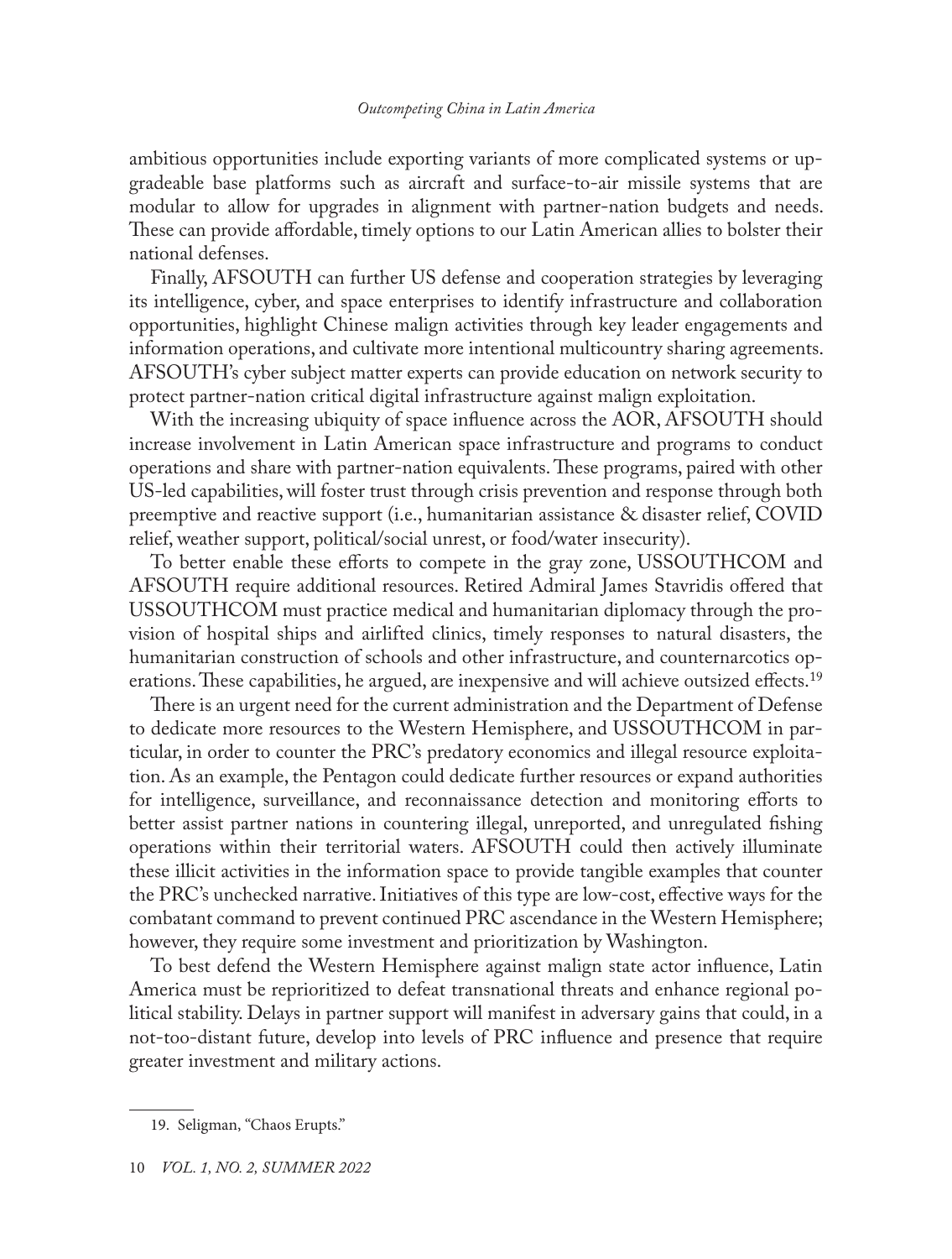ambitious opportunities include exporting variants of more complicated systems or upgradeable base platforms such as aircraft and surface-to-air missile systems that are modular to allow for upgrades in alignment with partner-nation budgets and needs. These can provide affordable, timely options to our Latin American allies to bolster their national defenses.

Finally, AFSOUTH can further US defense and cooperation strategies by leveraging its intelligence, cyber, and space enterprises to identify infrastructure and collaboration opportunities, highlight Chinese malign activities through key leader engagements and information operations, and cultivate more intentional multicountry sharing agreements. AFSOUTH's cyber subject matter experts can provide education on network security to protect partner-nation critical digital infrastructure against malign exploitation.

With the increasing ubiquity of space influence across the AOR, AFSOUTH should increase involvement in Latin American space infrastructure and programs to conduct operations and share with partner-nation equivalents. These programs, paired with other US-led capabilities, will foster trust through crisis prevention and response through both preemptive and reactive support (i.e., humanitarian assistance & disaster relief, COVID relief, weather support, political/social unrest, or food/water insecurity).

To better enable these efforts to compete in the gray zone, USSOUTHCOM and AFSOUTH require additional resources. Retired Admiral James Stavridis offered that USSOUTHCOM must practice medical and humanitarian diplomacy through the provision of hospital ships and airlifted clinics, timely responses to natural disasters, the humanitarian construction of schools and other infrastructure, and counternarcotics operations. These capabilities, he argued, are inexpensive and will achieve outsized effects.[19]

There is an urgent need for the current administration and the Department of Defense to dedicate more resources to the Western Hemisphere, and USSOUTHCOM in particular, in order to counter the PRC's predatory economics and illegal resource exploitation. As an example, the Pentagon could dedicate further resources or expand authorities for intelligence, surveillance, and reconnaissance detection and monitoring efforts to better assist partner nations in countering illegal, unreported, and unregulated fishing operations within their territorial waters. AFSOUTH could then actively illuminate these illicit activities in the information space to provide tangible examples that counter the PRC's unchecked narrative. Initiatives of this type are low-cost, effective ways for the combatant command to prevent continued PRC ascendance in the Western Hemisphere; however, they require some investment and prioritization by Washington.

To best defend the Western Hemisphere against malign state actor influence, Latin America must be reprioritized to defeat transnational threats and enhance regional political stability. Delays in partner support will manifest in adversary gains that could, in a not-too-distant future, develop into levels of PRC influence and presence that require greater investment and military actions.

19. Seligman, "Chaos Erupts."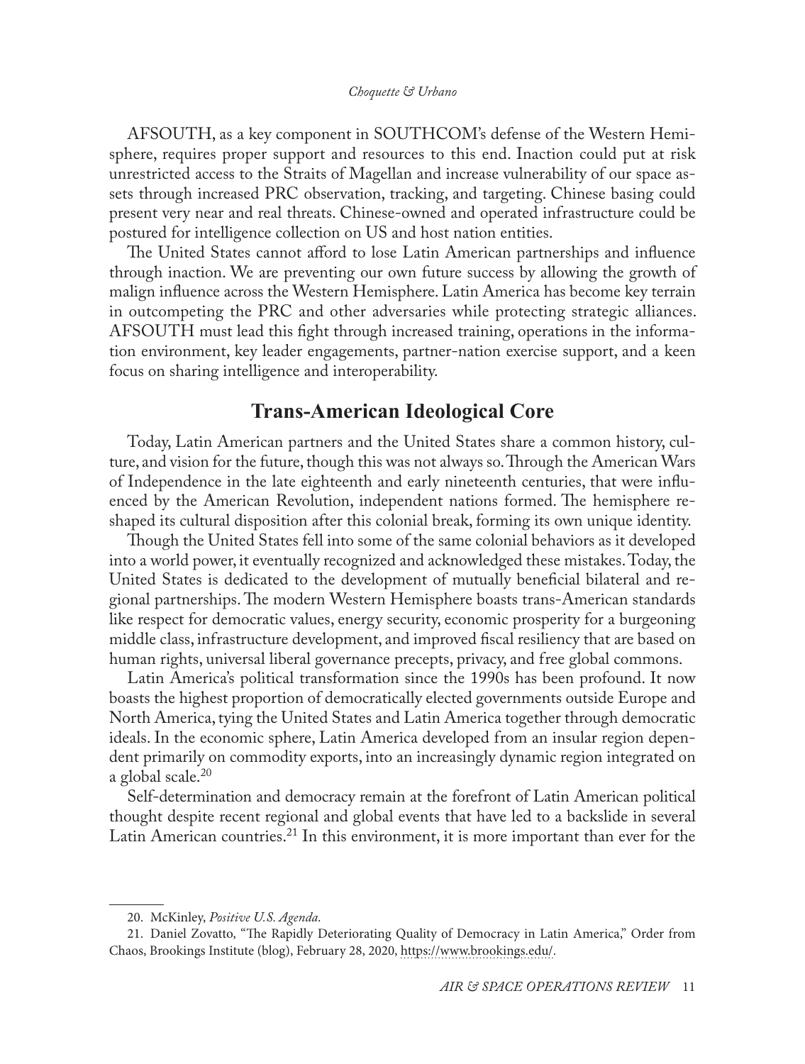AFSOUTH, as a key component in SOUTHCOM's defense of the Western Hemisphere, requires proper support and resources to this end. Inaction could put at risk unrestricted access to the Straits of Magellan and increase vulnerability of our space assets through increased PRC observation, tracking, and targeting. Chinese basing could present very near and real threats. Chinese-owned and operated infrastructure could be postured for intelligence collection on US and host nation entities.

The United States cannot afford to lose Latin American partnerships and influence through inaction. We are preventing our own future success by allowing the growth of malign influence across the Western Hemisphere. Latin America has become key terrain in outcompeting the PRC and other adversaries while protecting strategic alliances. AFSOUTH must lead this fight through increased training, operations in the information environment, key leader engagements, partner-nation exercise support, and a keen focus on sharing intelligence and interoperability.

## Trans-American Ideological Core

Today, Latin American partners and the United States share a common history, culture, and vision for the future, though this was not always so. Through the American Wars of Independence in the late eighteenth and early nineteenth centuries, that were influenced by the American Revolution, independent nations formed. The hemisphere reshaped its cultural disposition after this colonial break, forming its own unique identity.

Though the United States fell into some of the same colonial behaviors as it developed into a world power, it eventually recognized and acknowledged these mistakes. Today, the United States is dedicated to the development of mutually beneficial bilateral and regional partnerships. The modern Western Hemisphere boasts trans-American standards like respect for democratic values, energy security, economic prosperity for a burgeoning middle class, infrastructure development, and improved fiscal resiliency that are based on human rights, universal liberal governance precepts, privacy, and free global commons.

Latin America's political transformation since the 1990s has been profound. It now boasts the highest proportion of democratically elected governments outside Europe and North America, tying the United States and Latin America together through democratic ideals. In the economic sphere, Latin America developed from an insular region dependent primarily on commodity exports, into an increasingly dynamic region integrated on a global scale.[20]

Self-determination and democracy remain at the forefront of Latin American political thought despite recent regional and global events that have led to a backslide in several Latin American countries.[21] In this environment, it is more important than ever for the

20. McKinley, *Positive U.S. Agenda*.

21. Daniel Zovatto, "The Rapidly Deteriorating Quality of Democracy in Latin America," Order from Chaos, Brookings Institute (blog), February 28, 2020, https://www.brookings.edu/.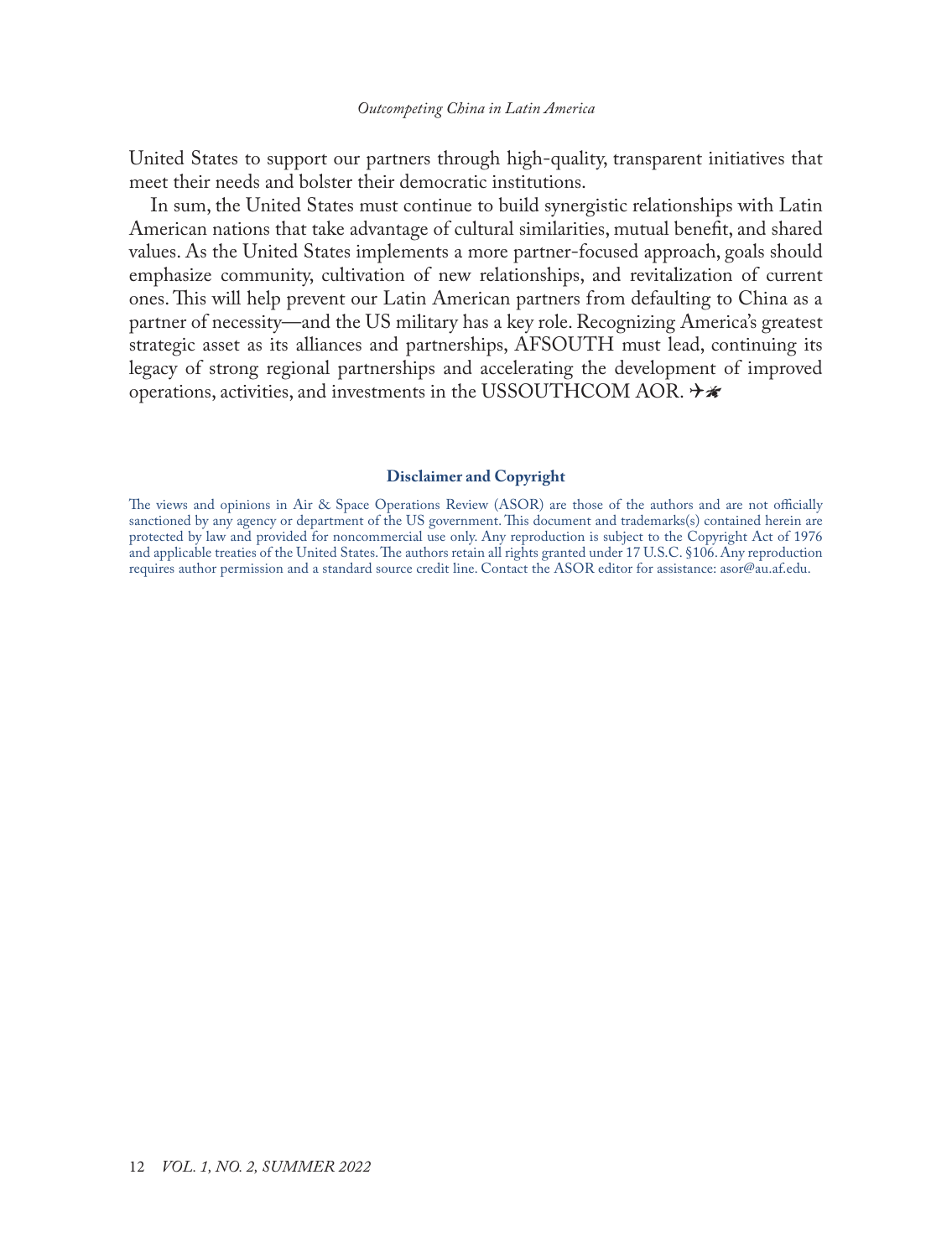United States to support our partners through high-quality, transparent initiatives that meet their needs and bolster their democratic institutions.

In sum, the United States must continue to build synergistic relationships with Latin American nations that take advantage of cultural similarities, mutual benefit, and shared values. As the United States implements a more partner-focused approach, goals should emphasize community, cultivation of new relationships, and revitalization of current ones. This will help prevent our Latin American partners from defaulting to China as a partner of necessity—and the US military has a key role. Recognizing America's greatest strategic asset as its alliances and partnerships, AFSOUTH must lead, continuing its legacy of strong regional partnerships and accelerating the development of improved operations, activities, and investments in the USSOUTHCOM AOR.

**Disclaimer and Copyright**

The views and opinions in Air & Space Operations Review (ASOR) are those of the authors and are not officially sanctioned by any agency or department of the US government. This document and trademarks(s) contained herein are protected by law and provided for noncommercial use only. Any reproduction is subject to the Copyright Act of 1976 and applicable treaties of the United States. The authors retain all rights granted under 17 U.S.C. §106. Any reproduction requires author permission and a standard source credit line. Contact the ASOR editor for assistance: asor@au.af.edu.